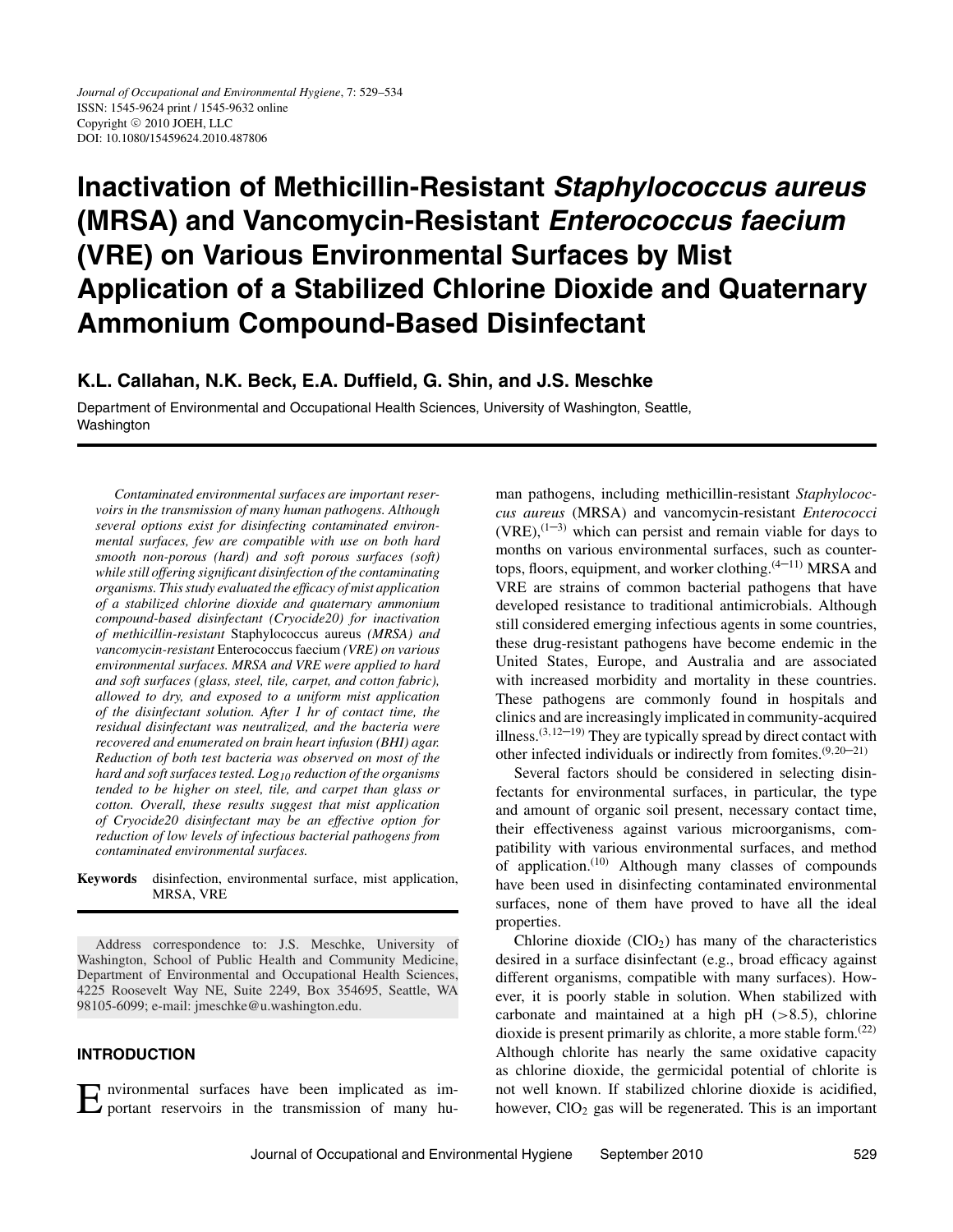# Inactivation of Methicillin-Resistant *Staphylococcus aureus* (MRSA) and Vancomycin-Resistant *Enterococcus faecium* (VRE) on Various Environmental Surfaces by Mist Application of a Stabilized Chlorine Dioxide and Quaternary Ammonium Compound-Based Disinfectant

**K.L. Callahan, N.K. Beck, E.A. Duffield, G. Shin, and J.S. Meschke**

Department of Environmental and Occupational Health Sciences, University of Washington, Seattle, Washington

*Contaminated environmental surfaces are important reservoirs in the transmission of many human pathogens. Although several options exist for disinfecting contaminated environmental surfaces, few are compatible with use on both hard smooth non-porous (hard) and soft porous surfaces (soft) while still offering significant disinfection of the contaminating organisms. This study evaluated the efficacy of mist application of a stabilized chlorine dioxide and quaternary ammonium compound-based disinfectant (Cryocide20) for inactivation of methicillin-resistant* Staphylococcus aureus *(MRSA) and vancomycin-resistant* Enterococcus faecium *(VRE) on various environmental surfaces. MRSA and VRE were applied to hard and soft surfaces (glass, steel, tile, carpet, and cotton fabric), allowed to dry, and exposed to a uniform mist application of the disinfectant solution. After 1 hr of contact time, the residual disinfectant was neutralized, and the bacteria were recovered and enumerated on brain heart infusion (BHI) agar. Reduction of both test bacteria was observed on most of the hard and soft surfaces tested. $Log_{10}$ reduction of the organisms tended to be higher on steel, tile, and carpet than glass or cotton. Overall, these results suggest that mist application of Cryocide20 disinfectant may be an effective option for reduction of low levels of infectious bacterial pathogens from contaminated environmental surfaces.*

**Keywords** disinfection, environmental surface, mist application, MRSA, VRE

Address correspondence to: J.S. Meschke, University of Washington, School of Public Health and Community Medicine, Department of Environmental and Occupational Health Sciences, 4225 Roosevelt Way NE, Suite 2249, Box 354695, Seattle, WA 98105-6099; e-mail: jmeschke@u.washington.edu.

## INTRODUCTION

Environmental surfaces have been implicated as important reservoirs in the transmission of many human pathogens, including methicillin-resistant *Staphylococcus aureus* (MRSA) and vancomycin-resistant *Enterococci* (VRE),[1–3] which can persist and remain viable for days to months on various environmental surfaces, such as countertops, floors, equipment, and worker clothing.[4–11] MRSA and VRE are strains of common bacterial pathogens that have developed resistance to traditional antimicrobials. Although still considered emerging infectious agents in some countries, these drug-resistant pathogens have become endemic in the United States, Europe, and Australia and are associated with increased morbidity and mortality in these countries. These pathogens are commonly found in hospitals and clinics and are increasingly implicated in community-acquired illness.[3,12–19] They are typically spread by direct contact with other infected individuals or indirectly from fomites.[9,20–21]

Several factors should be considered in selecting disinfectants for environmental surfaces, in particular, the type and amount of organic soil present, necessary contact time, their effectiveness against various microorganisms, compatibility with various environmental surfaces, and method of application.[10] Although many classes of compounds have been used in disinfecting contaminated environmental surfaces, none of them have proved to have all the ideal properties.

Chlorine dioxide ($ClO_2$) has many of the characteristics desired in a surface disinfectant (e.g., broad efficacy against different organisms, compatible with many surfaces). However, it is poorly stable in solution. When stabilized with carbonate and maintained at a high pH (>8.5), chlorine dioxide is present primarily as chlorite, a more stable form.[22] Although chlorite has nearly the same oxidative capacity as chlorine dioxide, the germicidal potential of chlorite is not well known. If stabilized chlorine dioxide is acidified, however, $ClO_2$ gas will be regenerated. This is an important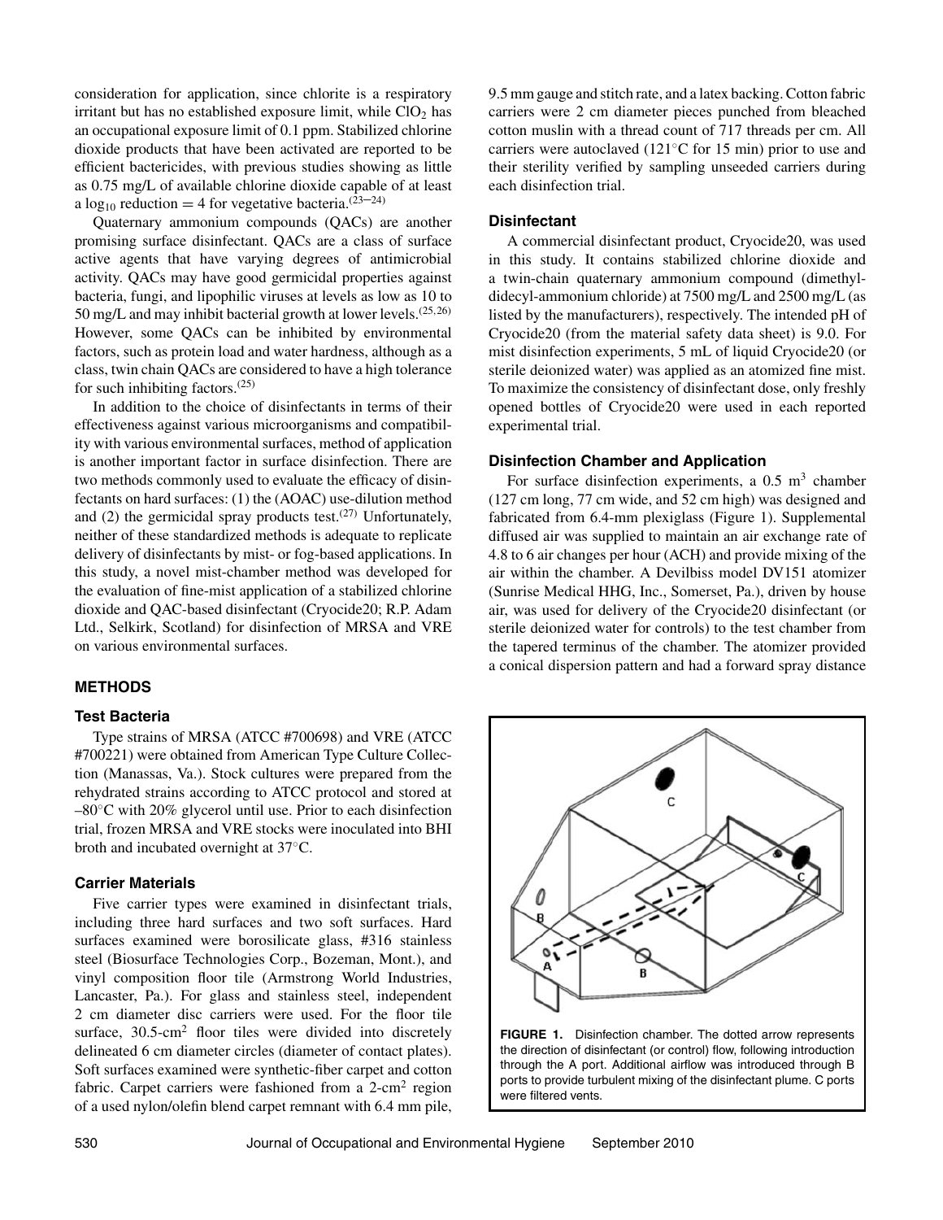consideration for application, since chlorite is a respiratory irritant but has no established exposure limit, while $ClO_2$ has an occupational exposure limit of 0.1 ppm. Stabilized chlorine dioxide products that have been activated are reported to be efficient bactericides, with previous studies showing as little as 0.75 mg/L of available chlorine dioxide capable of at least a $\log_{10}$ reduction = 4 for vegetative bacteria.[23−24]

Quaternary ammonium compounds (QACs) are another promising surface disinfectant. QACs are a class of surface active agents that have varying degrees of antimicrobial activity. QACs may have good germicidal properties against bacteria, fungi, and lipophilic viruses at levels as low as 10 to 50 mg/L and may inhibit bacterial growth at lower levels.[25,26] However, some QACs can be inhibited by environmental factors, such as protein load and water hardness, although as a class, twin chain QACs are considered to have a high tolerance for such inhibiting factors.[25]

In addition to the choice of disinfectants in terms of their effectiveness against various microorganisms and compatibility with various environmental surfaces, method of application is another important factor in surface disinfection. There are two methods commonly used to evaluate the efficacy of disinfectants on hard surfaces: (1) the (AOAC) use-dilution method and (2) the germicidal spray products test.[27] Unfortunately, neither of these standardized methods is adequate to replicate delivery of disinfectants by mist- or fog-based applications. In this study, a novel mist-chamber method was developed for the evaluation of fine-mist application of a stabilized chlorine dioxide and QAC-based disinfectant (Cryocide20; R.P. Adam Ltd., Selkirk, Scotland) for disinfection of MRSA and VRE on various environmental surfaces.

## METHODS

### Test Bacteria

Type strains of MRSA (ATCC #700698) and VRE (ATCC #700221) were obtained from American Type Culture Collection (Manassas, Va.). Stock cultures were prepared from the rehydrated strains according to ATCC protocol and stored at –80°C with 20% glycerol until use. Prior to each disinfection trial, frozen MRSA and VRE stocks were inoculated into BHI broth and incubated overnight at 37°C.

### Carrier Materials

Five carrier types were examined in disinfectant trials, including three hard surfaces and two soft surfaces. Hard surfaces examined were borosilicate glass, #316 stainless steel (Biosurface Technologies Corp., Bozeman, Mont.), and vinyl composition floor tile (Armstrong World Industries, Lancaster, Pa.). For glass and stainless steel, independent 2 cm diameter disc carriers were used. For the floor tile surface, 30.5-cm$^2$ floor tiles were divided into discretely delineated 6 cm diameter circles (diameter of contact plates). Soft surfaces examined were synthetic-fiber carpet and cotton fabric. Carpet carriers were fashioned from a 2-cm$^2$ region of a used nylon/olefin blend carpet remnant with 6.4 mm pile, 9.5 mm gauge and stitch rate, and a latex backing. Cotton fabric carriers were 2 cm diameter pieces punched from bleached cotton muslin with a thread count of 717 threads per cm. All carriers were autoclaved (121°C for 15 min) prior to use and their sterility verified by sampling unseeded carriers during each disinfection trial.

### Disinfectant

A commercial disinfectant product, Cryocide20, was used in this study. It contains stabilized chlorine dioxide and a twin-chain quaternary ammonium compound (dimethyl-didecyl-ammonium chloride) at 7500 mg/L and 2500 mg/L (as listed by the manufacturers), respectively. The intended pH of Cryocide20 (from the material safety data sheet) is 9.0. For mist disinfection experiments, 5 mL of liquid Cryocide20 (or sterile deionized water) was applied as an atomized fine mist. To maximize the consistency of disinfectant dose, only freshly opened bottles of Cryocide20 were used in each reported experimental trial.

### Disinfection Chamber and Application

For surface disinfection experiments, a 0.5 m$^3$ chamber (127 cm long, 77 cm wide, and 52 cm high) was designed and fabricated from 6.4-mm plexiglass (Figure 1). Supplemental diffused air was supplied to maintain an air exchange rate of 4.8 to 6 air changes per hour (ACH) and provide mixing of the air within the chamber. A Devilbiss model DV151 atomizer (Sunrise Medical HHG, Inc., Somerset, Pa.), driven by house air, was used for delivery of the Cryocide20 disinfectant (or sterile deionized water for controls) to the test chamber from the tapered terminus of the chamber. The atomizer provided a conical dispersion pattern and had a forward spray distance

**FIGURE 1.** Disinfection chamber. The dotted arrow represents the direction of disinfectant (or control) flow, following introduction through the A port. Additional airflow was introduced through B ports to provide turbulent mixing of the disinfectant plume. C ports were filtered vents.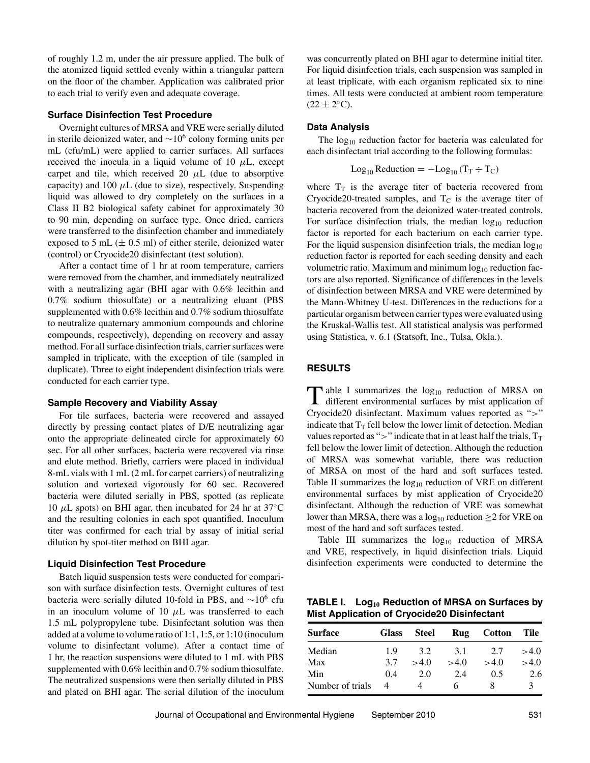of roughly 1.2 m, under the air pressure applied. The bulk of the atomized liquid settled evenly within a triangular pattern on the floor of the chamber. Application was calibrated prior to each trial to verify even and adequate coverage.

### Surface Disinfection Test Procedure

Overnight cultures of MRSA and VRE were serially diluted in sterile deionized water, and $\sim 10^6$ colony forming units per mL (cfu/mL) were applied to carrier surfaces. All surfaces received the inocula in a liquid volume of 10 $\mu$L, except carpet and tile, which received 20 $\mu$L (due to absorptive capacity) and 100 $\mu$L (due to size), respectively. Suspending liquid was allowed to dry completely on the surfaces in a Class II B2 biological safety cabinet for approximately 30 to 90 min, depending on surface type. Once dried, carriers were transferred to the disinfection chamber and immediately exposed to 5 mL ($\pm$ 0.5 ml) of either sterile, deionized water (control) or Cryocide20 disinfectant (test solution).

After a contact time of 1 hr at room temperature, carriers were removed from the chamber, and immediately neutralized with a neutralizing agar (BHI agar with 0.6% lecithin and 0.7% sodium thiosulfate) or a neutralizing eluant (PBS supplemented with 0.6% lecithin and 0.7% sodium thiosulfate to neutralize quaternary ammonium compounds and chlorine compounds, respectively), depending on recovery and assay method. For all surface disinfection trials, carrier surfaces were sampled in triplicate, with the exception of tile (sampled in duplicate). Three to eight independent disinfection trials were conducted for each carrier type.

### Sample Recovery and Viability Assay

For tile surfaces, bacteria were recovered and assayed directly by pressing contact plates of D/E neutralizing agar onto the appropriate delineated circle for approximately 60 sec. For all other surfaces, bacteria were recovered via rinse and elute method. Briefly, carriers were placed in individual 8-mL vials with 1 mL (2 mL for carpet carriers) of neutralizing solution and vortexed vigorously for 60 sec. Recovered bacteria were diluted serially in PBS, spotted (as replicate 10 $\mu$L spots) on BHI agar, then incubated for 24 hr at 37°C and the resulting colonies in each spot quantified. Inoculum titer was confirmed for each trial by assay of initial serial dilution by spot-titer method on BHI agar.

### Liquid Disinfection Test Procedure

Batch liquid suspension tests were conducted for comparison with surface disinfection tests. Overnight cultures of test bacteria were serially diluted 10-fold in PBS, and $\sim 10^6$ cfu in an inoculum volume of 10 $\mu$L was transferred to each 1.5 mL polypropylene tube. Disinfectant solution was then added at a volume to volume ratio of 1:1, 1:5, or 1:10 (inoculum volume to disinfectant volume). After a contact time of 1 hr, the reaction suspensions were diluted to 1 mL with PBS supplemented with 0.6% lecithin and 0.7% sodium thiosulfate. The neutralized suspensions were then serially diluted in PBS and plated on BHI agar. The serial dilution of the inoculum was concurrently plated on BHI agar to determine initial titer. For liquid disinfection trials, each suspension was sampled in at least triplicate, with each organism replicated six to nine times. All tests were conducted at ambient room temperature (22 $\pm$ 2°C).

### Data Analysis

The $\log_{10}$ reduction factor for bacteria was calculated for each disinfectant trial according to the following formulas:

$$\text{Log}_{10}\,\text{Reduction} = -\text{Log}_{10}\,(T_T \div T_C)$$

where $T_T$ is the average titer of bacteria recovered from Cryocide20-treated samples, and $T_C$ is the average titer of bacteria recovered from the deionized water-treated controls. For surface disinfection trials, the median $\log_{10}$ reduction factor is reported for each bacterium on each carrier type. For the liquid suspension disinfection trials, the median $\log_{10}$ reduction factor is reported for each seeding density and each volumetric ratio. Maximum and minimum $\log_{10}$ reduction factors are also reported. Significance of differences in the levels of disinfection between MRSA and VRE were determined by the Mann-Whitney U-test. Differences in the reductions for a particular organism between carrier types were evaluated using the Kruskal-Wallis test. All statistical analysis was performed using Statistica, v. 6.1 (Statsoft, Inc., Tulsa, Okla.).

## RESULTS

Table I summarizes the $\log_{10}$ reduction of MRSA on different environmental surfaces by mist application of Cryocide20 disinfectant. Maximum values reported as ">" indicate that $T_T$ fell below the lower limit of detection. Median values reported as ">" indicate that in at least half the trials, $T_T$ fell below the lower limit of detection. Although the reduction of MRSA was somewhat variable, there was reduction of MRSA on most of the hard and soft surfaces tested. Table II summarizes the $\log_{10}$ reduction of VRE on different environmental surfaces by mist application of Cryocide20 disinfectant. Although the reduction of VRE was somewhat lower than MRSA, there was a $\log_{10}$ reduction $\geq 2$ for VRE on most of the hard and soft surfaces tested.

Table III summarizes the $\log_{10}$ reduction of MRSA and VRE, respectively, in liquid disinfection trials. Liquid disinfection experiments were conducted to determine the

**TABLE I. $\text{Log}_{10}$ Reduction of MRSA on Surfaces by Mist Application of Cryocide20 Disinfectant**

| Surface | Glass | Steel | Rug | Cotton | Tile |
|---|---|---|---|---|---|
| Median | 1.9 | 3.2 | 3.1 | 2.7 | >4.0 |
| Max | 3.7 | >4.0 | >4.0 | >4.0 | >4.0 |
| Min | 0.4 | 2.0 | 2.4 | 0.5 | 2.6 |
| Number of trials | 4 | 4 | 6 | 8 | 3 |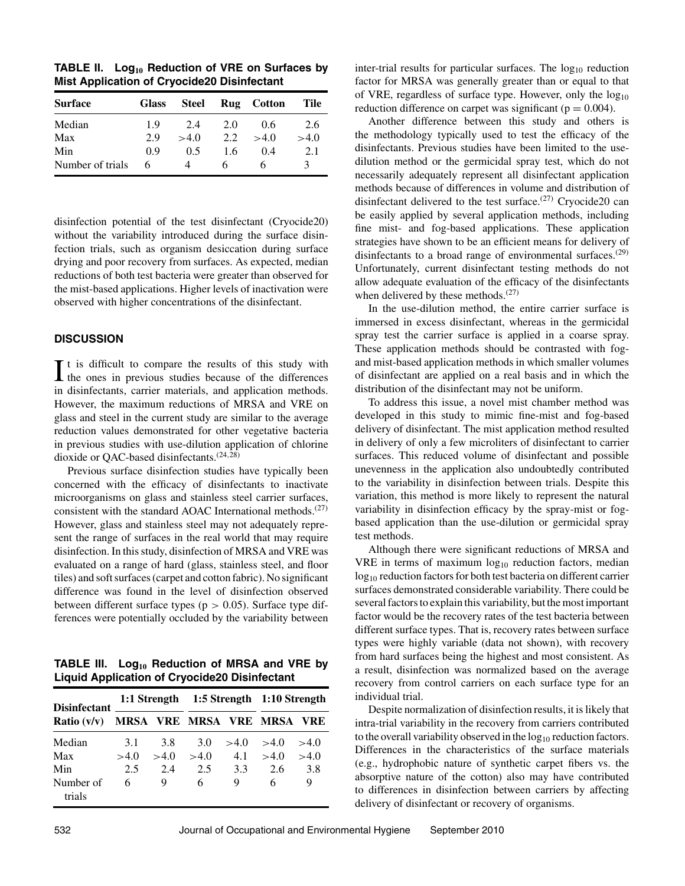**TABLE II. $\text{Log}_{10}$ Reduction of VRE on Surfaces by Mist Application of Cryocide20 Disinfectant**

| Surface | Glass | Steel | Rug | Cotton | Tile |
|---|---|---|---|---|---|
| Median | 1.9 | 2.4 | 2.0 | 0.6 | 2.6 |
| Max | 2.9 | >4.0 | 2.2 | >4.0 | >4.0 |
| Min | 0.9 | 0.5 | 1.6 | 0.4 | 2.1 |
| Number of trials | 6 | 4 | 6 | 6 | 3 |

disinfection potential of the test disinfectant (Cryocide20) without the variability introduced during the surface disinfection trials, such as organism desiccation during surface drying and poor recovery from surfaces. As expected, median reductions of both test bacteria were greater than observed for the mist-based applications. Higher levels of inactivation were observed with higher concentrations of the disinfectant.

## DISCUSSION

It is difficult to compare the results of this study with the ones in previous studies because of the differences in disinfectants, carrier materials, and application methods. However, the maximum reductions of MRSA and VRE on glass and steel in the current study are similar to the average reduction values demonstrated for other vegetative bacteria in previous studies with use-dilution application of chlorine dioxide or QAC-based disinfectants.[24,28]

Previous surface disinfection studies have typically been concerned with the efficacy of disinfectants to inactivate microorganisms on glass and stainless steel carrier surfaces, consistent with the standard AOAC International methods.[27] However, glass and stainless steel may not adequately represent the range of surfaces in the real world that may require disinfection. In this study, disinfection of MRSA and VRE was evaluated on a range of hard (glass, stainless steel, and floor tiles) and soft surfaces (carpet and cotton fabric). No significant difference was found in the level of disinfection observed between different surface types ($p > 0.05$). Surface type differences were potentially occluded by the variability between inter-trial results for particular surfaces. The $\log_{10}$ reduction factor for MRSA was generally greater than or equal to that of VRE, regardless of surface type. However, only the $\log_{10}$ reduction difference on carpet was significant ($p = 0.004$).

**TABLE III. $\text{Log}_{10}$ Reduction of MRSA and VRE by Liquid Application of Cryocide20 Disinfectant**

| Disinfectant | 1:1 Strength | | 1:5 Strength | | 1:10 Strength | |
|---|---|---|---|---|---|---|
| Ratio (v/v) | MRSA | VRE | MRSA | VRE | MRSA | VRE |
| Median | 3.1 | 3.8 | 3.0 | >4.0 | >4.0 | >4.0 |
| Max | >4.0 | >4.0 | >4.0 | 4.1 | >4.0 | >4.0 |
| Min | 2.5 | 2.4 | 2.5 | 3.3 | 2.6 | 3.8 |
| Number of trials | 6 | 9 | 6 | 9 | 6 | 9 |

Another difference between this study and others is the methodology typically used to test the efficacy of the disinfectants. Previous studies have been limited to the use-dilution method or the germicidal spray test, which do not necessarily adequately represent all disinfectant application methods because of differences in volume and distribution of disinfectant delivered to the test surface.[27] Cryocide20 can be easily applied by several application methods, including fine mist- and fog-based applications. These application strategies have shown to be an efficient means for delivery of disinfectants to a broad range of environmental surfaces.[29] Unfortunately, current disinfectant testing methods do not allow adequate evaluation of the efficacy of the disinfectants when delivered by these methods.[27]

In the use-dilution method, the entire carrier surface is immersed in excess disinfectant, whereas in the germicidal spray test the carrier surface is applied in a coarse spray. These application methods should be contrasted with fog- and mist-based application methods in which smaller volumes of disinfectant are applied on a real basis and in which the distribution of the disinfectant may not be uniform.

To address this issue, a novel mist chamber method was developed in this study to mimic fine-mist and fog-based delivery of disinfectant. The mist application method resulted in delivery of only a few microliters of disinfectant to carrier surfaces. This reduced volume of disinfectant and possible unevenness in the application also undoubtedly contributed to the variability in disinfection between trials. Despite this variation, this method is more likely to represent the natural variability in disinfection efficacy by the spray-mist or fog-based application than the use-dilution or germicidal spray test methods.

Although there were significant reductions of MRSA and VRE in terms of maximum $\log_{10}$ reduction factors, median $\log_{10}$ reduction factors for both test bacteria on different carrier surfaces demonstrated considerable variability. There could be several factors to explain this variability, but the most important factor would be the recovery rates of the test bacteria between different surface types. That is, recovery rates between surface types were highly variable (data not shown), with recovery from hard surfaces being the highest and most consistent. As a result, disinfection was normalized based on the average recovery from control carriers on each surface type for an individual trial.

Despite normalization of disinfection results, it is likely that intra-trial variability in the recovery from carriers contributed to the overall variability observed in the $\log_{10}$ reduction factors. Differences in the characteristics of the surface materials (e.g., hydrophobic nature of synthetic carpet fibers vs. the absorptive nature of the cotton) also may have contributed to differences in disinfection between carriers by affecting delivery of disinfectant or recovery of organisms.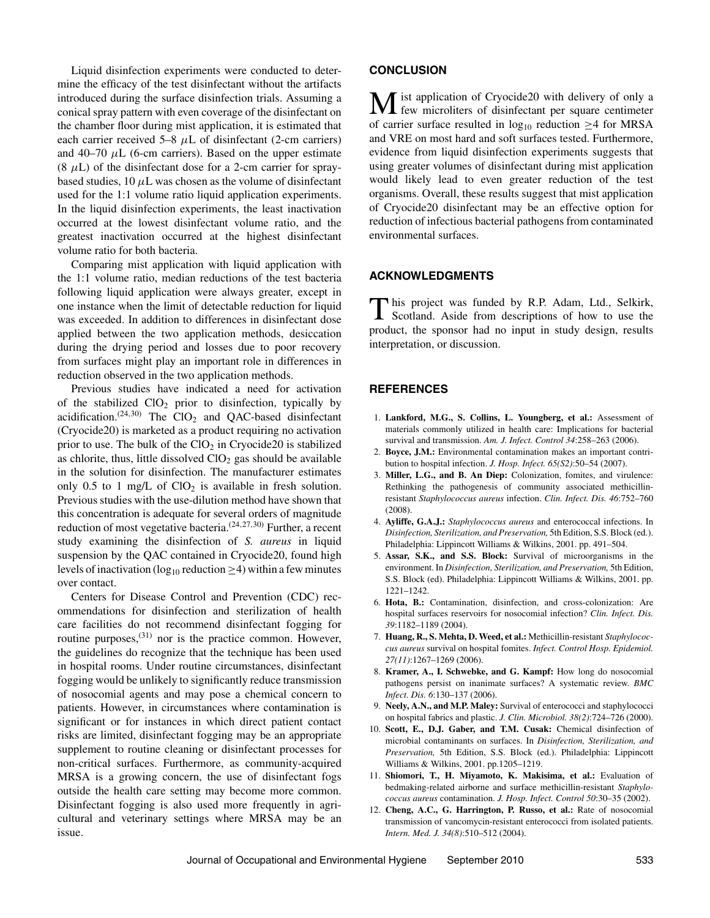Liquid disinfection experiments were conducted to determine the efficacy of the test disinfectant without the artifacts introduced during the surface disinfection trials. Assuming a conical spray pattern with even coverage of the disinfectant on the chamber floor during mist application, it is estimated that each carrier received 5–8 $\mu$L of disinfectant (2-cm carriers) and 40–70 $\mu$L (6-cm carriers). Based on the upper estimate (8 $\mu$L) of the disinfectant dose for a 2-cm carrier for spray-based studies, 10 $\mu$L was chosen as the volume of disinfectant used for the 1:1 volume ratio liquid application experiments. In the liquid disinfection experiments, the least inactivation occurred at the lowest disinfectant volume ratio, and the greatest inactivation occurred at the highest disinfectant volume ratio for both bacteria.

Comparing mist application with liquid application with the 1:1 volume ratio, median reductions of the test bacteria following liquid application were always greater, except in one instance when the limit of detectable reduction for liquid was exceeded. In addition to differences in disinfectant dose applied between the two application methods, desiccation during the drying period and losses due to poor recovery from surfaces might play an important role in differences in reduction observed in the two application methods.

Previous studies have indicated a need for activation of the stabilized $ClO_2$ prior to disinfection, typically by acidification.[24,30] The $ClO_2$ and QAC-based disinfectant (Cryocide20) is marketed as a product requiring no activation prior to use. The bulk of the $ClO_2$ in Cryocide20 is stabilized as chlorite, thus, little dissolved $ClO_2$ gas should be available in the solution for disinfection. The manufacturer estimates only 0.5 to 1 mg/L of $ClO_2$ is available in fresh solution. Previous studies with the use-dilution method have shown that this concentration is adequate for several orders of magnitude reduction of most vegetative bacteria.[24,27,30] Further, a recent study examining the disinfection of *S. aureus* in liquid suspension by the QAC contained in Cryocide20, found high levels of inactivation ($\log_{10}$ reduction $\geq$4) within a few minutes over contact.

Centers for Disease Control and Prevention (CDC) recommendations for disinfection and sterilization of health care facilities do not recommend disinfectant fogging for routine purposes,[31] nor is the practice common. However, the guidelines do recognize that the technique has been used in hospital rooms. Under routine circumstances, disinfectant fogging would be unlikely to significantly reduce transmission of nosocomial agents and may pose a chemical concern to patients. However, in circumstances where contamination is significant or for instances in which direct patient contact risks are limited, disinfectant fogging may be an appropriate supplement to routine cleaning or disinfectant processes for non-critical surfaces. Furthermore, as community-acquired MRSA is a growing concern, the use of disinfectant fogs outside the health care setting may become more common. Disinfectant fogging is also used more frequently in agricultural and veterinary settings where MRSA may be an issue.

## CONCLUSION

Mist application of Cryocide20 with delivery of only a few microliters of disinfectant per square centimeter of carrier surface resulted in $\log_{10}$ reduction $\geq$4 for MRSA and VRE on most hard and soft surfaces tested. Furthermore, evidence from liquid disinfection experiments suggests that using greater volumes of disinfectant during mist application would likely lead to even greater reduction of the test organisms. Overall, these results suggest that mist application of Cryocide20 disinfectant may be an effective option for reduction of infectious bacterial pathogens from contaminated environmental surfaces.

## ACKNOWLEDGMENTS

This project was funded by R.P. Adam, Ltd., Selkirk, Scotland. Aside from descriptions of how to use the product, the sponsor had no input in study design, results interpretation, or discussion.

## REFERENCES

1. **Lankford, M.G., S. Collins, L. Youngberg, et al.:** Assessment of materials commonly utilized in health care: Implications for bacterial survival and transmission. *Am. J. Infect. Control 34*:258–263 (2006).
2. **Boyce, J.M.:** Environmental contamination makes an important contribution to hospital infection. *J. Hosp. Infect. 65(S2)*:50–54 (2007).
3. **Miller, L.G., and B. An Diep:** Colonization, fomites, and virulence: Rethinking the pathogenesis of community associated methicillin-resistant *Staphylococcus aureus* infection. *Clin. Infect. Dis. 46*:752–760 (2008).
4. **Ayliffe, G.A.J.:** *Staphylococcus aureus* and enterococcal infections. In *Disinfection, Sterilization, and Preservation,* 5th Edition, S.S. Block (ed.). Philadelphia: Lippincott Williams & Wilkins, 2001. pp. 491–504.
5. **Assar, S.K., and S.S. Block:** Survival of microorganisms in the environment. In *Disinfection, Sterilization, and Preservation,* 5th Edition, S.S. Block (ed). Philadelphia: Lippincott Williams & Wilkins, 2001. pp. 1221–1242.
6. **Hota, B.:** Contamination, disinfection, and cross-colonization: Are hospital surfaces reservoirs for nosocomial infection? *Clin. Infect. Dis. 39*:1182–1189 (2004).
7. **Huang, R., S. Mehta, D. Weed, et al.:** Methicillin-resistant *Staphylococcus aureus* survival on hospital fomites. *Infect. Control Hosp. Epidemiol. 27(11)*:1267–1269 (2006).
8. **Kramer, A., I. Schwebke, and G. Kampf:** How long do nosocomial pathogens persist on inanimate surfaces? A systematic review. *BMC Infect. Dis. 6*:130–137 (2006).
9. **Neely, A.N., and M.P. Maley:** Survival of enterococci and staphylococci on hospital fabrics and plastic. *J. Clin. Microbiol. 38(2)*:724–726 (2000).
10. **Scott, E., D.J. Gaber, and T.M. Cusak:** Chemical disinfection of microbial contaminants on surfaces. In *Disinfection, Sterilization, and Preservation,* 5th Edition, S.S. Block (ed.). Philadelphia: Lippincott Williams & Wilkins, 2001. pp.1205–1219.
11. **Shiomori, T., H. Miyamoto, K. Makisima, et al.:** Evaluation of bedmaking-related airborne and surface methicillin-resistant *Staphylococcus aureus* contamination. *J. Hosp. Infect. Control 50*:30–35 (2002).
12. **Cheng, A.C., G. Harrington, P. Russo, et al.:** Rate of nosocomial transmission of vancomycin-resistant enterococci from isolated patients. *Intern. Med. J. 34(8)*:510–512 (2004).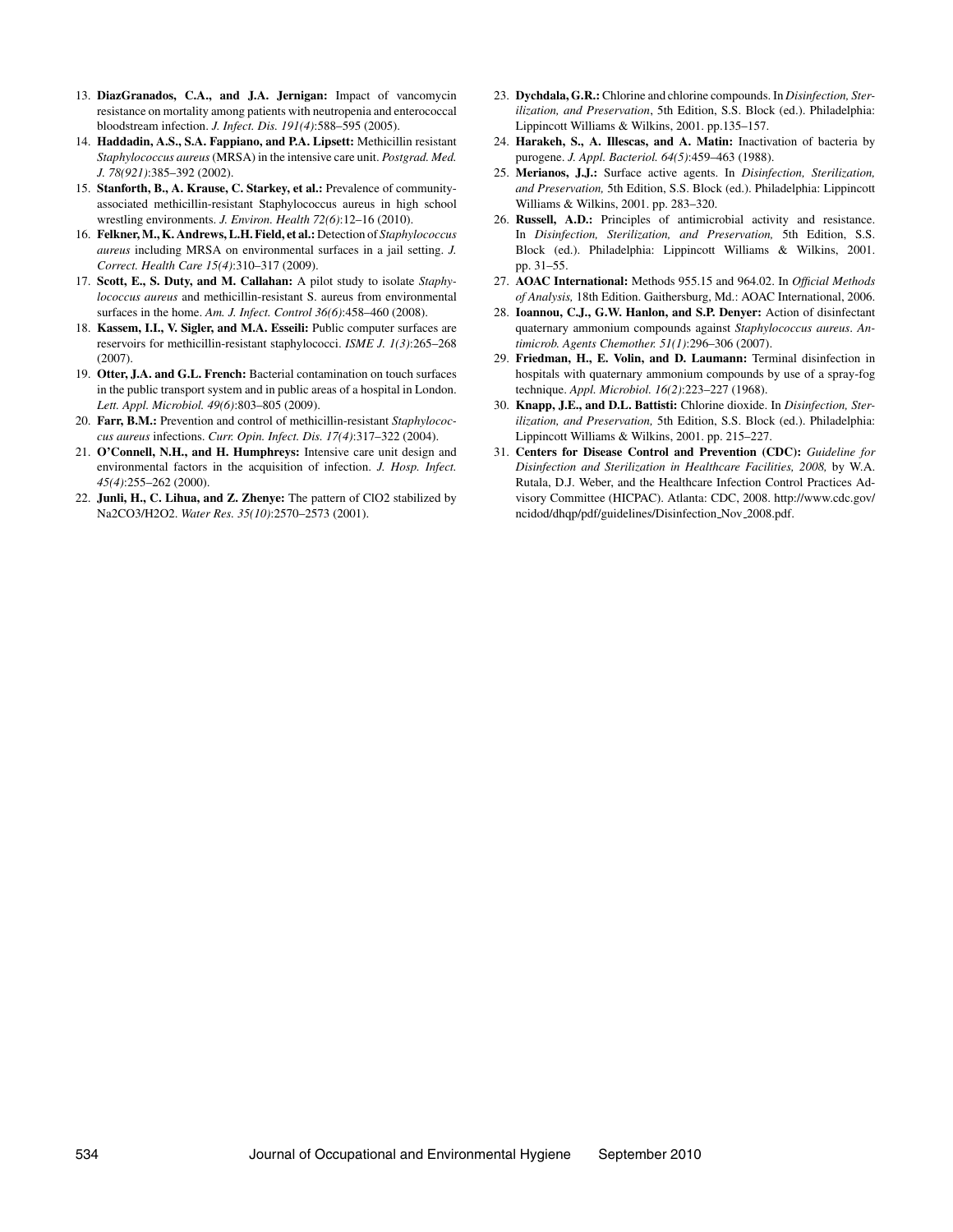13. **DiazGranados, C.A., and J.A. Jernigan:** Impact of vancomycin resistance on mortality among patients with neutropenia and enterococcal bloodstream infection. *J. Infect. Dis. 191(4)*:588–595 (2005).
14. **Haddadin, A.S., S.A. Fappiano, and P.A. Lipsett:** Methicillin resistant *Staphylococcus aureus* (MRSA) in the intensive care unit. *Postgrad. Med. J. 78(921)*:385–392 (2002).
15. **Stanforth, B., A. Krause, C. Starkey, et al.:** Prevalence of community-associated methicillin-resistant Staphylococcus aureus in high school wrestling environments. *J. Environ. Health 72(6)*:12–16 (2010).
16. **Felkner, M., K. Andrews, L.H. Field, et al.:** Detection of *Staphylococcus aureus* including MRSA on environmental surfaces in a jail setting. *J. Correct. Health Care 15(4)*:310–317 (2009).
17. **Scott, E., S. Duty, and M. Callahan:** A pilot study to isolate *Staphylococcus aureus* and methicillin-resistant S. aureus from environmental surfaces in the home. *Am. J. Infect. Control 36(6)*:458–460 (2008).
18. **Kassem, I.I., V. Sigler, and M.A. Esseili:** Public computer surfaces are reservoirs for methicillin-resistant staphylococci. *ISME J. 1(3)*:265–268 (2007).
19. **Otter, J.A. and G.L. French:** Bacterial contamination on touch surfaces in the public transport system and in public areas of a hospital in London. *Lett. Appl. Microbiol. 49(6)*:803–805 (2009).
20. **Farr, B.M.:** Prevention and control of methicillin-resistant *Staphylococcus aureus* infections. *Curr. Opin. Infect. Dis. 17(4)*:317–322 (2004).
21. **O'Connell, N.H., and H. Humphreys:** Intensive care unit design and environmental factors in the acquisition of infection. *J. Hosp. Infect. 45(4)*:255–262 (2000).
22. **Junli, H., C. Lihua, and Z. Zhenye:** The pattern of ClO2 stabilized by Na2CO3/H2O2. *Water Res. 35(10)*:2570–2573 (2001).
23. **Dychdala, G.R.:** Chlorine and chlorine compounds. In *Disinfection, Sterilization, and Preservation*, 5th Edition, S.S. Block (ed.). Philadelphia: Lippincott Williams & Wilkins, 2001. pp.135–157.
24. **Harakeh, S., A. Illescas, and A. Matin:** Inactivation of bacteria by purogene. *J. Appl. Bacteriol. 64(5)*:459–463 (1988).
25. **Merianos, J.J.:** Surface active agents. In *Disinfection, Sterilization, and Preservation,* 5th Edition, S.S. Block (ed.). Philadelphia: Lippincott Williams & Wilkins, 2001. pp. 283–320.
26. **Russell, A.D.:** Principles of antimicrobial activity and resistance. In *Disinfection, Sterilization, and Preservation,* 5th Edition, S.S. Block (ed.). Philadelphia: Lippincott Williams & Wilkins, 2001. pp. 31–55.
27. **AOAC International:** Methods 955.15 and 964.02. In *Official Methods of Analysis,* 18th Edition. Gaithersburg, Md.: AOAC International, 2006.
28. **Ioannou, C.J., G.W. Hanlon, and S.P. Denyer:** Action of disinfectant quaternary ammonium compounds against *Staphylococcus aureus*. *Antimicrob. Agents Chemother. 51(1)*:296–306 (2007).
29. **Friedman, H., E. Volin, and D. Laumann:** Terminal disinfection in hospitals with quaternary ammonium compounds by use of a spray-fog technique. *Appl. Microbiol. 16(2)*:223–227 (1968).
30. **Knapp, J.E., and D.L. Battisti:** Chlorine dioxide. In *Disinfection, Sterilization, and Preservation,* 5th Edition, S.S. Block (ed.). Philadelphia: Lippincott Williams & Wilkins, 2001. pp. 215–227.
31. **Centers for Disease Control and Prevention (CDC):** *Guideline for Disinfection and Sterilization in Healthcare Facilities, 2008,* by W.A. Rutala, D.J. Weber, and the Healthcare Infection Control Practices Advisory Committee (HICPAC). Atlanta: CDC, 2008. http://www.cdc.gov/ncidod/dhqp/pdf/guidelines/Disinfection_Nov_2008.pdf.